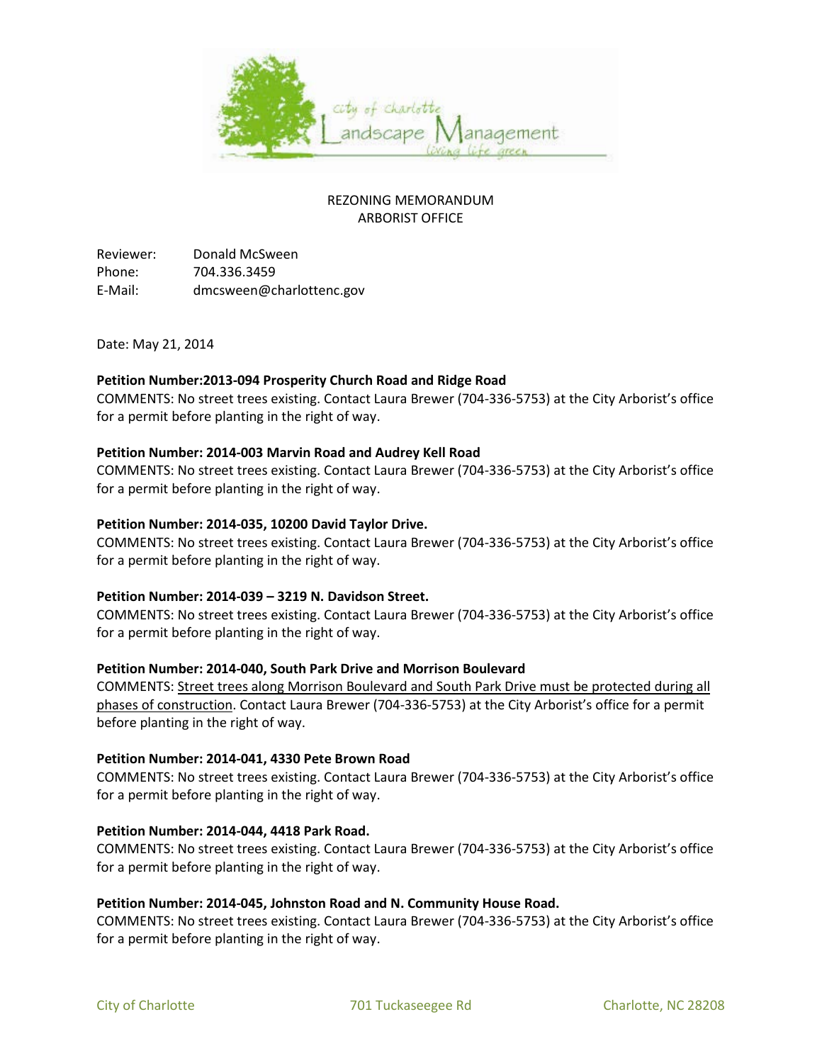REZONING MEMORANDUM
ARBORIST OFFICE

Reviewer: Donald McSween
Phone: 704.336.3459
E-Mail: dmcsween@charlottenc.gov

Date: May 21, 2014

**Petition Number:2013-094 Prosperity Church Road and Ridge Road**
COMMENTS: No street trees existing. Contact Laura Brewer (704-336-5753) at the City Arborist's office for a permit before planting in the right of way.

**Petition Number: 2014-003 Marvin Road and Audrey Kell Road**
COMMENTS: No street trees existing. Contact Laura Brewer (704-336-5753) at the City Arborist's office for a permit before planting in the right of way.

**Petition Number: 2014-035, 10200 David Taylor Drive.**
COMMENTS: No street trees existing. Contact Laura Brewer (704-336-5753) at the City Arborist's office for a permit before planting in the right of way.

**Petition Number: 2014-039 – 3219 N. Davidson Street.**
COMMENTS: No street trees existing. Contact Laura Brewer (704-336-5753) at the City Arborist's office for a permit before planting in the right of way.

**Petition Number: 2014-040, South Park Drive and Morrison Boulevard**
COMMENTS: Street trees along Morrison Boulevard and South Park Drive must be protected during all phases of construction. Contact Laura Brewer (704-336-5753) at the City Arborist's office for a permit before planting in the right of way.

**Petition Number: 2014-041, 4330 Pete Brown Road**
COMMENTS: No street trees existing. Contact Laura Brewer (704-336-5753) at the City Arborist's office for a permit before planting in the right of way.

**Petition Number: 2014-044, 4418 Park Road.**
COMMENTS: No street trees existing. Contact Laura Brewer (704-336-5753) at the City Arborist's office for a permit before planting in the right of way.

**Petition Number: 2014-045, Johnston Road and N. Community House Road.**
COMMENTS: No street trees existing. Contact Laura Brewer (704-336-5753) at the City Arborist's office for a permit before planting in the right of way.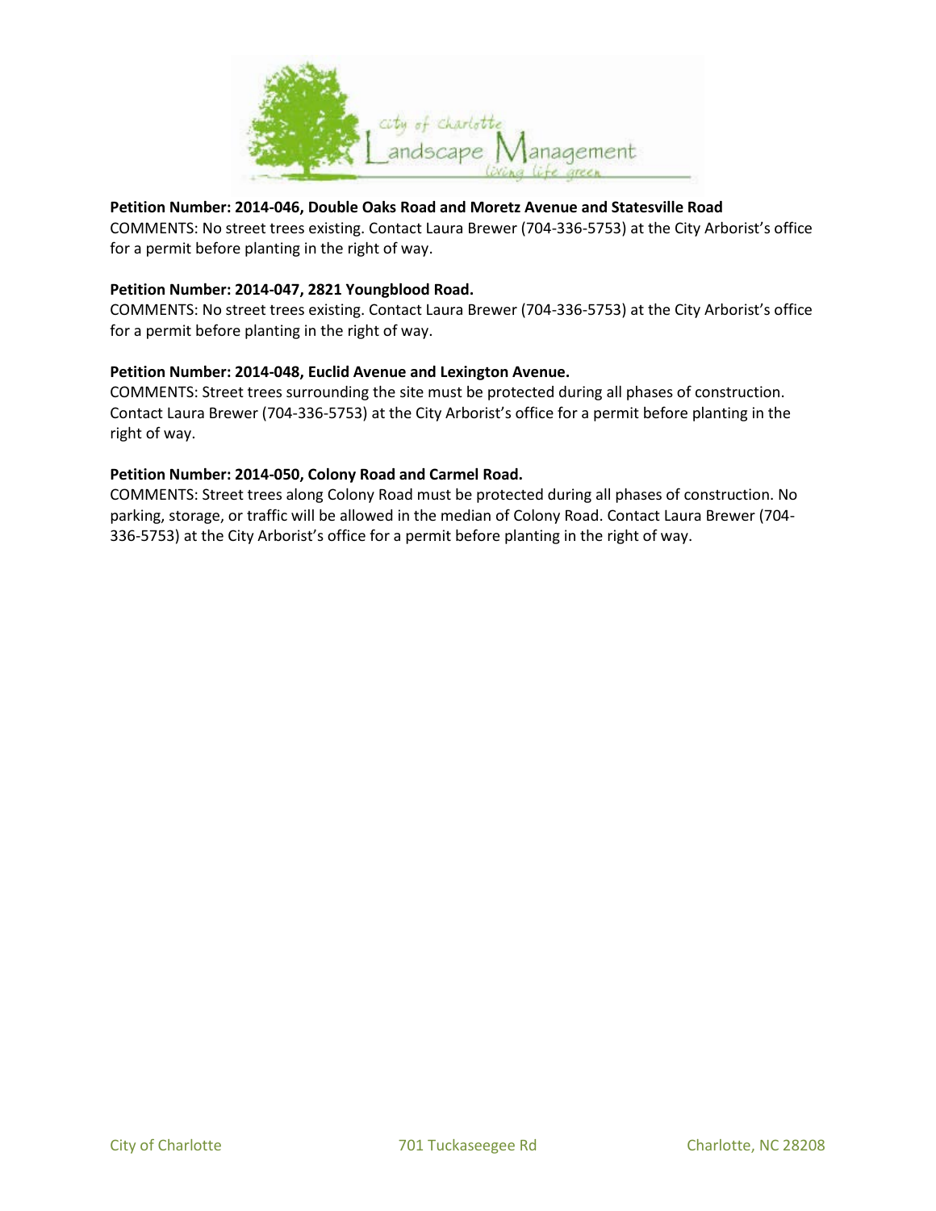**Petition Number: 2014-046, Double Oaks Road and Moretz Avenue and Statesville Road**

COMMENTS: No street trees existing. Contact Laura Brewer (704-336-5753) at the City Arborist's office for a permit before planting in the right of way.

**Petition Number: 2014-047, 2821 Youngblood Road.**

COMMENTS: No street trees existing. Contact Laura Brewer (704-336-5753) at the City Arborist's office for a permit before planting in the right of way.

**Petition Number: 2014-048, Euclid Avenue and Lexington Avenue.**

COMMENTS: Street trees surrounding the site must be protected during all phases of construction. Contact Laura Brewer (704-336-5753) at the City Arborist's office for a permit before planting in the right of way.

**Petition Number: 2014-050, Colony Road and Carmel Road.**

COMMENTS: Street trees along Colony Road must be protected during all phases of construction. No parking, storage, or traffic will be allowed in the median of Colony Road. Contact Laura Brewer (704-336-5753) at the City Arborist's office for a permit before planting in the right of way.